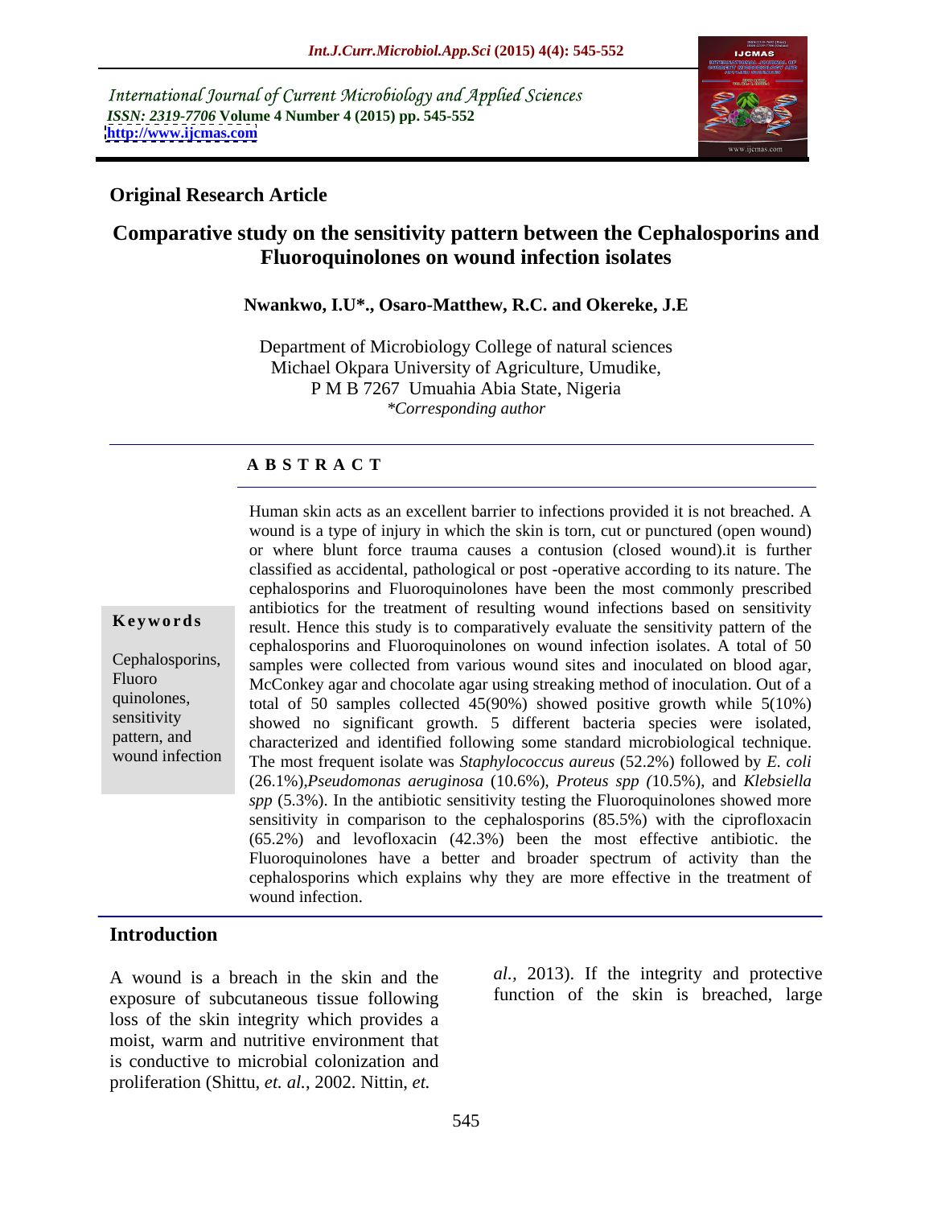International Journal of Current Microbiology and Applied Sciences
*ISSN: 2319-7706* **Volume 4 Number 4 (2015) pp. 545-552**
**http://www.ijcmas.com**

**Original Research Article**

# Comparative study on the sensitivity pattern between the Cephalosporins and Fluoroquinolones on wound infection isolates

**Nwankwo, I.U\*., Osaro-Matthew, R.C. and Okereke, J.E**

Department of Microbiology College of natural sciences
Michael Okpara University of Agriculture, Umudike,
P M B 7267 Umuahia Abia State, Nigeria
*\*Corresponding author*

## A B S T R A C T

**Keywords**

Cephalosporins, Fluoro quinolones, sensitivity pattern, and wound infection

Human skin acts as an excellent barrier to infections provided it is not breached. A wound is a type of injury in which the skin is torn, cut or punctured (open wound) or where blunt force trauma causes a contusion (closed wound).it is further classified as accidental, pathological or post -operative according to its nature. The cephalosporins and Fluoroquinolones have been the most commonly prescribed antibiotics for the treatment of resulting wound infections based on sensitivity result. Hence this study is to comparatively evaluate the sensitivity pattern of the cephalosporins and Fluoroquinolones on wound infection isolates. A total of 50 samples were collected from various wound sites and inoculated on blood agar, McConkey agar and chocolate agar using streaking method of inoculation. Out of a total of 50 samples collected 45(90%) showed positive growth while 5(10%) showed no significant growth. 5 different bacteria species were isolated, characterized and identified following some standard microbiological technique. The most frequent isolate was *Staphylococcus aureus* (52.2%) followed by *E. coli* (26.1%),*Pseudomonas aeruginosa* (10.6%), *Proteus spp (*10.5%), and *Klebsiella spp* (5.3%). In the antibiotic sensitivity testing the Fluoroquinolones showed more sensitivity in comparison to the cephalosporins (85.5%) with the ciprofloxacin (65.2%) and levofloxacin (42.3%) been the most effective antibiotic. the Fluoroquinolones have a better and broader spectrum of activity than the cephalosporins which explains why they are more effective in the treatment of wound infection.

## Introduction

A wound is a breach in the skin and the exposure of subcutaneous tissue following loss of the skin integrity which provides a moist, warm and nutritive environment that is conductive to microbial colonization and proliferation (Shittu, *et. al.*, 2002. Nittin, *et. al.,* 2013). If the integrity and protective function of the skin is breached, large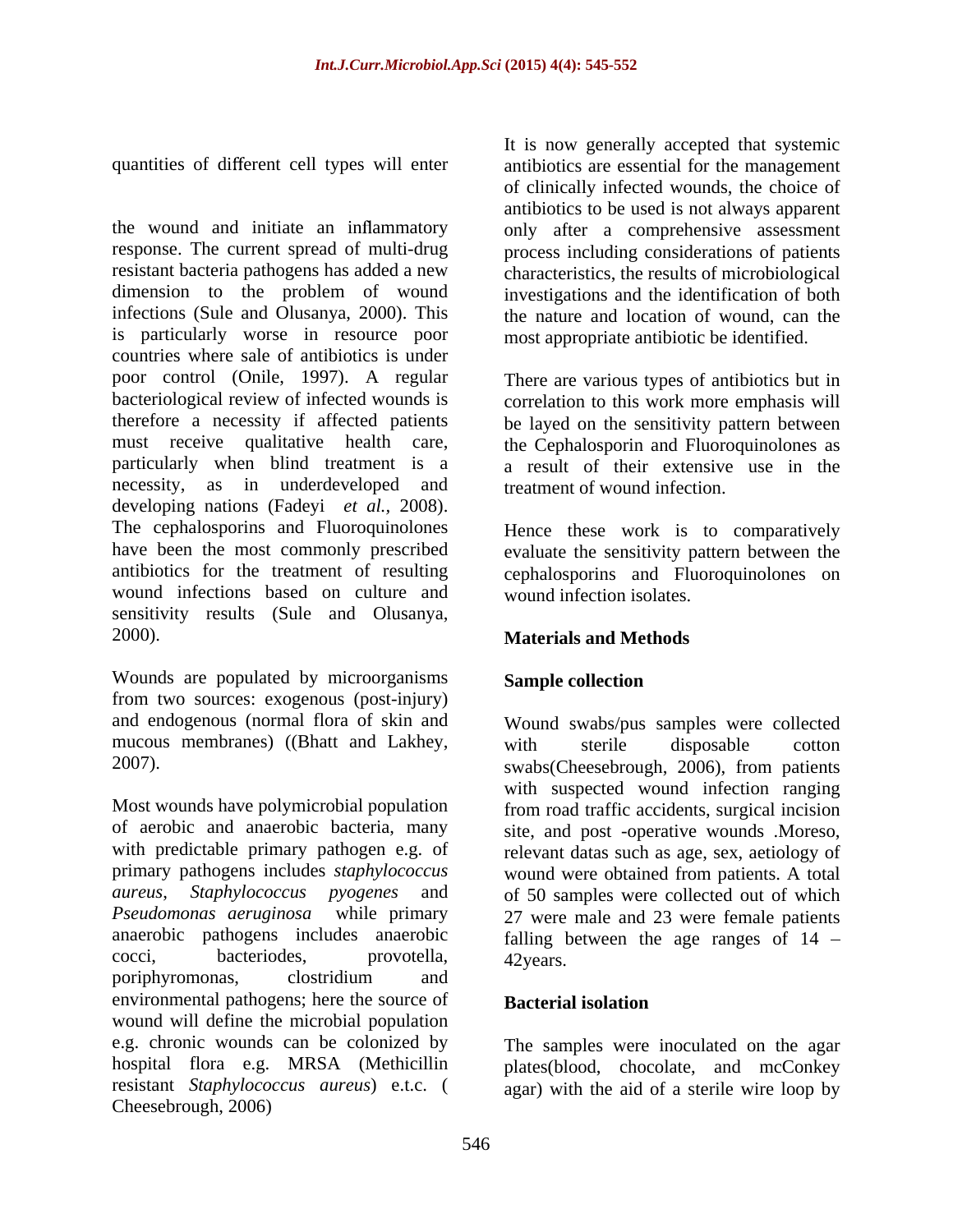quantities of different cell types will enter the wound and initiate an inflammatory response. The current spread of multi-drug resistant bacteria pathogens has added a new dimension to the problem of wound infections (Sule and Olusanya, 2000). This is particularly worse in resource poor countries where sale of antibiotics is under poor control (Onile, 1997). A regular bacteriological review of infected wounds is therefore a necessity if affected patients must receive qualitative health care, particularly when blind treatment is a necessity, as in underdeveloped and developing nations (Fadeyi *et al.*, 2008). The cephalosporins and Fluoroquinolones have been the most commonly prescribed antibiotics for the treatment of resulting wound infections based on culture and sensitivity results (Sule and Olusanya, 2000).

Wounds are populated by microorganisms from two sources: exogenous (post-injury) and endogenous (normal flora of skin and mucous membranes) ((Bhatt and Lakhey, 2007).

Most wounds have polymicrobial population of aerobic and anaerobic bacteria, many with predictable primary pathogen e.g. of primary pathogens includes *staphylococcus aureus*, *Staphylococcus pyogenes* and *Pseudomonas aeruginosa* while primary anaerobic pathogens includes anaerobic cocci, bacteriodes, provotella, poriphyromonas, clostridium and environmental pathogens; here the source of wound will define the microbial population e.g. chronic wounds can be colonized by hospital flora e.g. MRSA (Methicillin resistant *Staphylococcus aureus*) e.t.c. ( Cheesebrough, 2006)

It is now generally accepted that systemic antibiotics are essential for the management of clinically infected wounds, the choice of antibiotics to be used is not always apparent only after a comprehensive assessment process including considerations of patients characteristics, the results of microbiological investigations and the identification of both the nature and location of wound, can the most appropriate antibiotic be identified.

There are various types of antibiotics but in correlation to this work more emphasis will be layed on the sensitivity pattern between the Cephalosporin and Fluoroquinolones as a result of their extensive use in the treatment of wound infection.

Hence these work is to comparatively evaluate the sensitivity pattern between the cephalosporins and Fluoroquinolones on wound infection isolates.

## Materials and Methods

### Sample collection

Wound swabs/pus samples were collected with sterile disposable cotton swabs(Cheesebrough, 2006), from patients with suspected wound infection ranging from road traffic accidents, surgical incision site, and post -operative wounds .Moreso, relevant datas such as age, sex, aetiology of wound were obtained from patients. A total of 50 samples were collected out of which 27 were male and 23 were female patients falling between the age ranges of 14 – 42years.

### Bacterial isolation

The samples were inoculated on the agar plates(blood, chocolate, and mcConkey agar) with the aid of a sterile wire loop by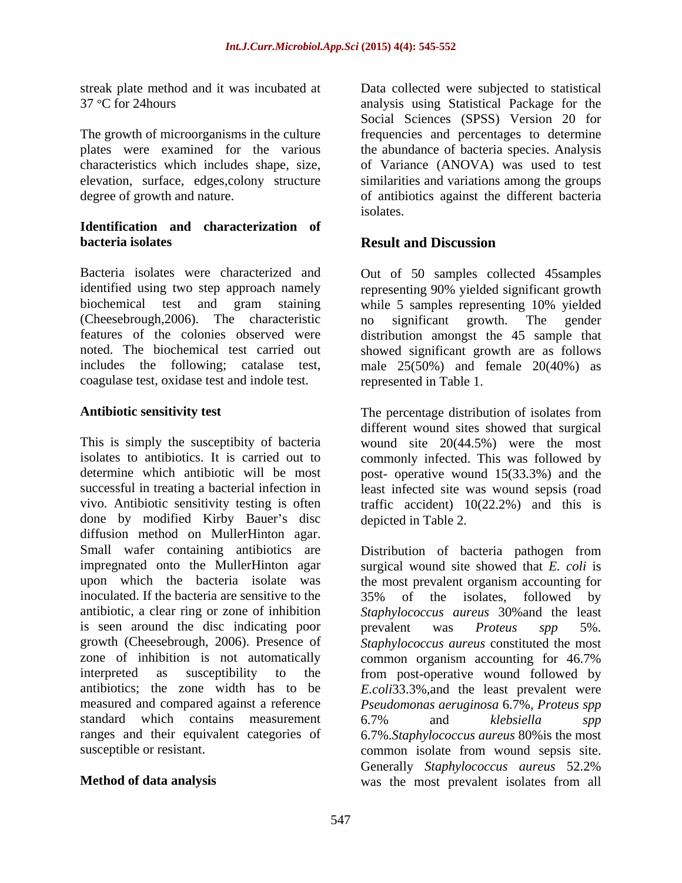streak plate method and it was incubated at 37 °C for 24hours

The growth of microorganisms in the culture plates were examined for the various characteristics which includes shape, size, elevation, surface, edges,colony structure degree of growth and nature.

### Identification and characterization of bacteria isolates

Bacteria isolates were characterized and identified using two step approach namely biochemical test and gram staining (Cheesebrough,2006). The characteristic features of the colonies observed were noted. The biochemical test carried out includes the following; catalase test, coagulase test, oxidase test and indole test.

### Antibiotic sensitivity test

This is simply the susceptibility of bacteria isolates to antibiotics. It is carried out to determine which antibiotic will be most successful in treating a bacterial infection in vivo. Antibiotic sensitivity testing is often done by modified Kirby Bauer's disc diffusion method on MullerHinton agar. Small wafer containing antibiotics are impregnated onto the MullerHinton agar upon which the bacteria isolate was inoculated. If the bacteria are sensitive to the antibiotic, a clear ring or zone of inhibition is seen around the disc indicating poor growth (Cheesebrough, 2006). Presence of zone of inhibition is not automatically interpreted as susceptibility to the antibiotics; the zone width has to be measured and compared against a reference standard which contains measurement ranges and their equivalent categories of susceptible or resistant.

### Method of data analysis

Data collected were subjected to statistical analysis using Statistical Package for the Social Sciences (SPSS) Version 20 for frequencies and percentages to determine the abundance of bacteria species. Analysis of Variance (ANOVA) was used to test similarities and variations among the groups of antibiotics against the different bacteria isolates.

## Result and Discussion

Out of 50 samples collected 45samples representing 90% yielded significant growth while 5 samples representing 10% yielded no significant growth. The gender distribution amongst the 45 sample that showed significant growth are as follows male 25(50%) and female 20(40%) as represented in Table 1.

The percentage distribution of isolates from different wound sites showed that surgical wound site 20(44.5%) were the most commonly infected. This was followed by post- operative wound 15(33.3%) and the least infected site was wound sepsis (road traffic accident) 10(22.2%) and this is depicted in Table 2.

Distribution of bacteria pathogen from surgical wound site showed that *E. coli* is the most prevalent organism accounting for 35% of the isolates, followed by *Staphylococcus aureus* 30%and the least prevalent was *Proteus spp* 5%. *Staphylococcus aureus* constituted the most common organism accounting for 46.7% from post-operative wound followed by *E.coli*33.3%,and the least prevalent were *Pseudomonas aeruginosa* 6.7%, *Proteus spp* 6.7% and *klebsiella spp* 6.7%.*Staphylococcus aureus* 80%is the most common isolate from wound sepsis site. Generally *Staphylococcus aureus* 52.2% was the most prevalent isolates from all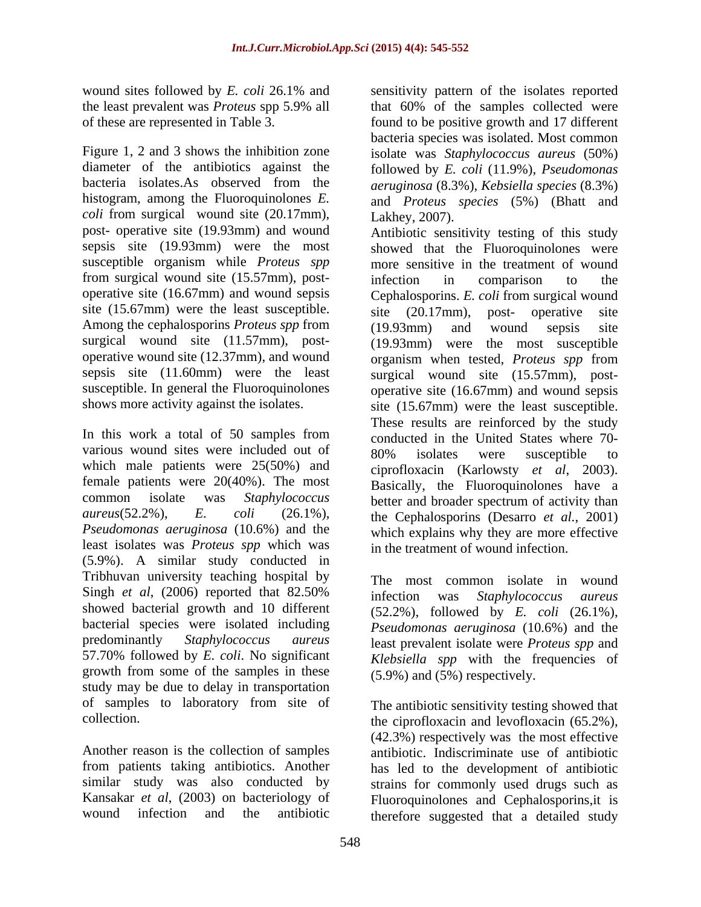wound sites followed by *E. coli* 26.1% and the least prevalent was *Proteus* spp 5.9% all of these are represented in Table 3.

Figure 1, 2 and 3 shows the inhibition zone diameter of the antibiotics against the bacteria isolates.As observed from the histogram, among the Fluoroquinolones *E. coli* from surgical wound site (20.17mm), post- operative site (19.93mm) and wound sepsis site (19.93mm) were the most susceptible organism while *Proteus spp* from surgical wound site (15.57mm), post-operative site (16.67mm) and wound sepsis site (15.67mm) were the least susceptible. Among the cephalosporins *Proteus spp* from surgical wound site (11.57mm), post-operative wound site (12.37mm), and wound sepsis site (11.60mm) were the least susceptible. In general the Fluoroquinolones shows more activity against the isolates.

In this work a total of 50 samples from various wound sites were included out of which male patients were 25(50%) and female patients were 20(40%). The most common isolate was *Staphylococcus aureus*(52.2%), *E. coli* (26.1%), *Pseudomonas aeruginosa* (10.6%) and the least isolates was *Proteus spp* which was (5.9%). A similar study conducted in Tribhuvan university teaching hospital by Singh *et al*, (2006) reported that 82.50% showed bacterial growth and 10 different bacterial species were isolated including predominantly *Staphylococcus aureus* 57.70% followed by *E. coli*. No significant growth from some of the samples in these study may be due to delay in transportation of samples to laboratory from site of collection.

Another reason is the collection of samples from patients taking antibiotics. Another similar study was also conducted by Kansakar *et al*, (2003) on bacteriology of wound infection and the antibiotic sensitivity pattern of the isolates reported that 60% of the samples collected were found to be positive growth and 17 different bacteria species was isolated. Most common isolate was *Staphylococcus aureus* (50%) followed by *E. coli* (11.9%), *Pseudomonas aeruginosa* (8.3%), *Kebsiella species* (8.3%) and *Proteus species* (5%) (Bhatt and Lakhey, 2007).

Antibiotic sensitivity testing of this study showed that the Fluoroquinolones were more sensitive in the treatment of wound infection in comparison to the Cephalosporins. *E. coli* from surgical wound site (20.17mm), post- operative site (19.93mm) and wound sepsis site (19.93mm) were the most susceptible organism when tested, *Proteus spp* from surgical wound site (15.57mm), post-operative site (16.67mm) and wound sepsis site (15.67mm) were the least susceptible. These results are reinforced by the study conducted in the United States where 70-80% isolates were susceptible to ciprofloxacin (Karlowsty *et al*, 2003). Basically, the Fluoroquinolones have a better and broader spectrum of activity than the Cephalosporins (Desarro *et al.*, 2001) which explains why they are more effective in the treatment of wound infection.

The most common isolate in wound infection was *Staphylococcus aureus* (52.2%), followed by *E. coli* (26.1%), *Pseudomonas aeruginosa* (10.6%) and the least prevalent isolate were *Proteus spp* and *Klebsiella spp* with the frequencies of (5.9%) and (5%) respectively.

The antibiotic sensitivity testing showed that the ciprofloxacin and levofloxacin (65.2%), (42.3%) respectively was the most effective antibiotic. Indiscriminate use of antibiotic has led to the development of antibiotic strains for commonly used drugs such as Fluoroquinolones and Cephalosporins,it is therefore suggested that a detailed study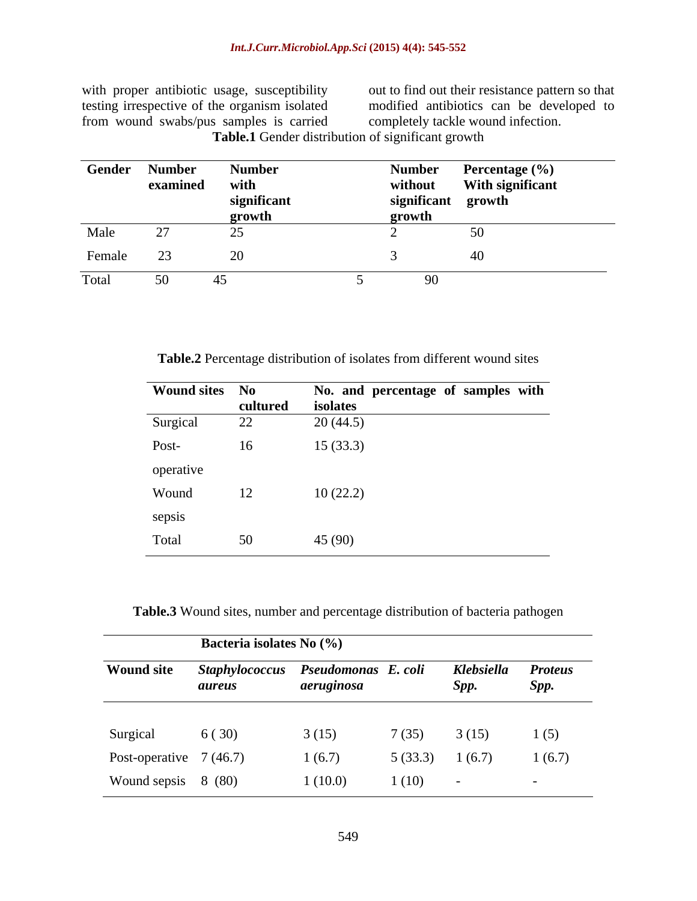with proper antibiotic usage, susceptibility testing irrespective of the organism isolated from wound swabs/pus samples is carried out to find out their resistance pattern so that modified antibiotics can be developed to completely tackle wound infection.

**Table.1** Gender distribution of significant growth

| Gender | Number examined | Number with significant growth | Number without significant growth | Percentage (%) With significant growth |
|---|---|---|---|---|
| Male | 27 | 25 | 2 | 50 |
| Female | 23 | 20 | 3 | 40 |
| Total | 50 | 45 | 5 | 90 |

**Table.2** Percentage distribution of isolates from different wound sites

| Wound sites | No cultured | No. and percentage of samples with isolates |
|---|---|---|
| Surgical | 22 | 20 (44.5) |
| Post-operative | 16 | 15 (33.3) |
| Wound sepsis | 12 | 10 (22.2) |
| Total | 50 | 45 (90) |

**Table.3** Wound sites, number and percentage distribution of bacteria pathogen

| | Bacteria isolates No (%) | | | | |
|---|---|---|---|---|---|
| **Wound site** | ***Staphylococcus aureus*** | ***Pseudomonas aeruginosa*** | ***E. coli*** | ***Klebsiella Spp.*** | ***Proteus Spp.*** |
| Surgical | 6 ( 30) | 3 (15) | 7 (35) | 3 (15) | 1 (5) |
| Post-operative | 7 (46.7) | 1 (6.7) | 5 (33.3) | 1 (6.7) | 1 (6.7) |
| Wound sepsis | 8 (80) | 1 (10.0) | 1 (10) | - | - |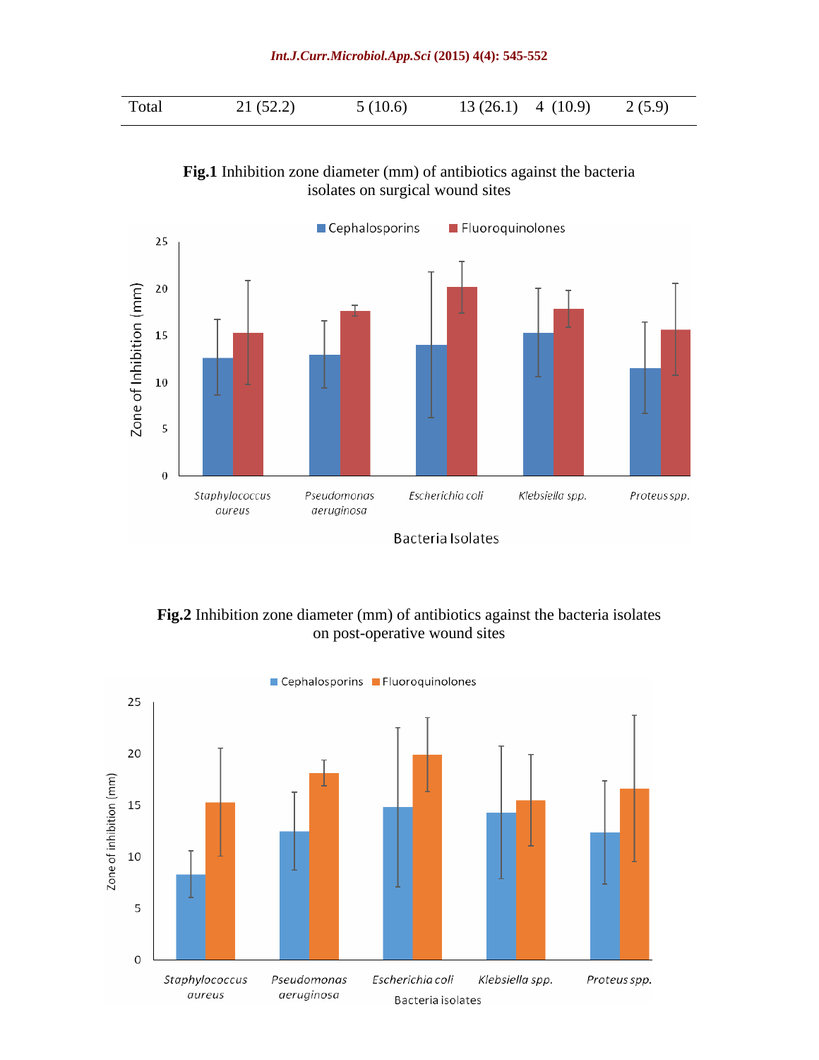| Total | 21 (52.2) | 5 (10.6) | 13 (26.1) | 4 (10.9) | 2 (5.9) |
|---|---|---|---|---|---|

**Fig.1** Inhibition zone diameter (mm) of antibiotics against the bacteria isolates on surgical wound sites

**Fig.2** Inhibition zone diameter (mm) of antibiotics against the bacteria isolates on post-operative wound sites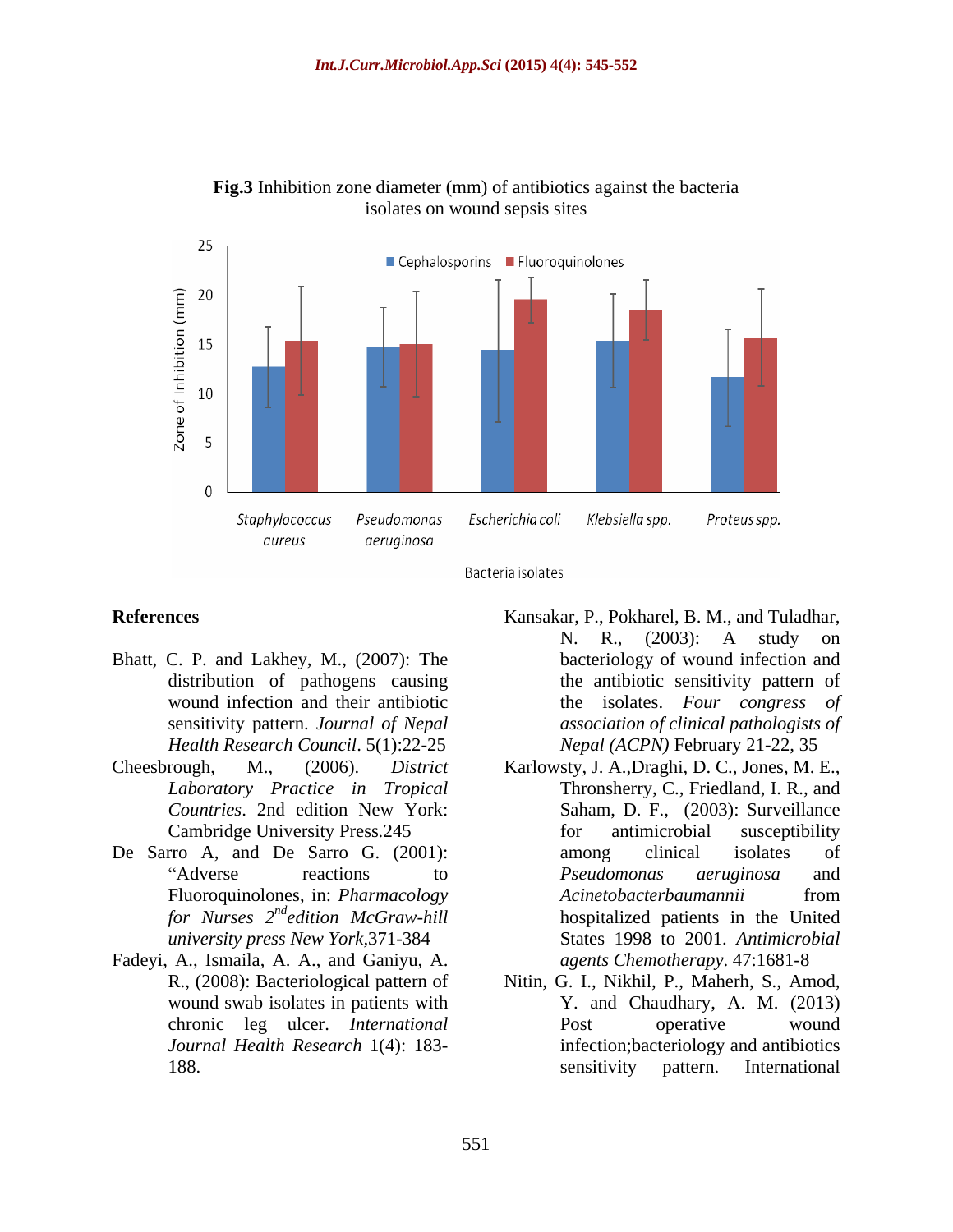**Fig.3** Inhibition zone diameter (mm) of antibiotics against the bacteria isolates on wound sepsis sites

## References

Bhatt, C. P. and Lakhey, M., (2007): The distribution of pathogens causing wound infection and their antibiotic sensitivity pattern. *Journal of Nepal Health Research Council*. 5(1):22-25

Cheesbrough, M., (2006). *District Laboratory Practice in Tropical Countries*. 2nd edition New York: Cambridge University Press.245

De Sarro A, and De Sarro G. (2001): "Adverse reactions to Fluoroquinolones, in: *Pharmacology for Nurses 2nd edition McGraw-hill university press New York*,371-384

Fadeyi, A., Ismaila, A. A., and Ganiyu, A. R., (2008): Bacteriological pattern of wound swab isolates in patients with chronic leg ulcer. *International Journal Health Research* 1(4): 183-188.

Kansakar, P., Pokharel, B. M., and Tuladhar, N. R., (2003): A study on bacteriology of wound infection and the antibiotic sensitivity pattern of the isolates. *Four congress of association of clinical pathologists of Nepal (ACPN)* February 21-22, 35

Karlowsty, J. A.,Draghi, D. C., Jones, M. E., Thronsherry, C., Friedland, I. R., and Saham, D. F., (2003): Surveillance for antimicrobial susceptibility among clinical isolates of *Pseudomonas aeruginosa* and *Acinetobacterbaumannii* from hospitalized patients in the United States 1998 to 2001. *Antimicrobial agents Chemotherapy*. 47:1681-8

Nitin, G. I., Nikhil, P., Maherh, S., Amod, Y. and Chaudhary, A. M. (2013) Post operative wound infection;bacteriology and antibiotics sensitivity pattern. International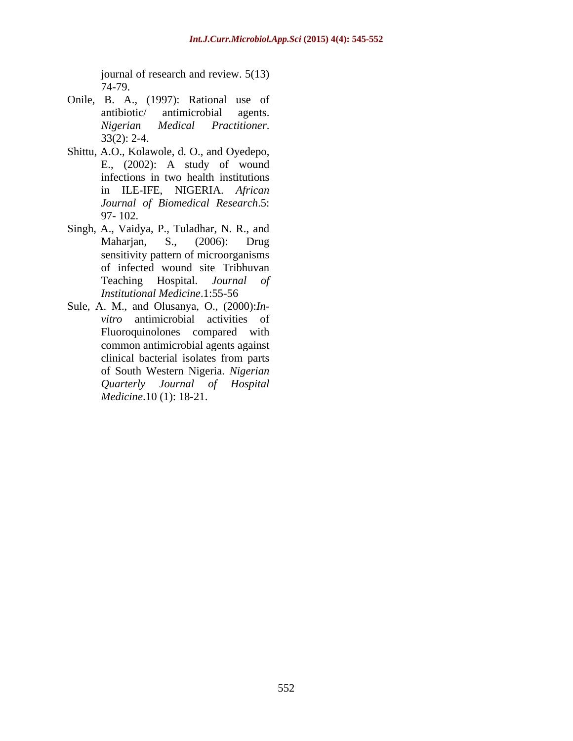journal of research and review. 5(13) 74-79.

Onile, B. A., (1997): Rational use of antibiotic/ antimicrobial agents. *Nigerian Medical Practitioner*. 33(2): 2-4.

Shittu, A.O., Kolawole, d. O., and Oyedepo, E., (2002): A study of wound infections in two health institutions in ILE-IFE, NIGERIA. *African Journal of Biomedical Research*.5: 97- 102.

Singh, A., Vaidya, P., Tuladhar, N. R., and Maharjan, S., (2006): Drug sensitivity pattern of microorganisms of infected wound site Tribhuvan Teaching Hospital. *Journal of Institutional Medicine*.1:55-56

Sule, A. M., and Olusanya, O., (2000):*In-vitro* antimicrobial activities of Fluoroquinolones compared with common antimicrobial agents against clinical bacterial isolates from parts of South Western Nigeria. *Nigerian Quarterly Journal of Hospital Medicine*.10 (1): 18-21.